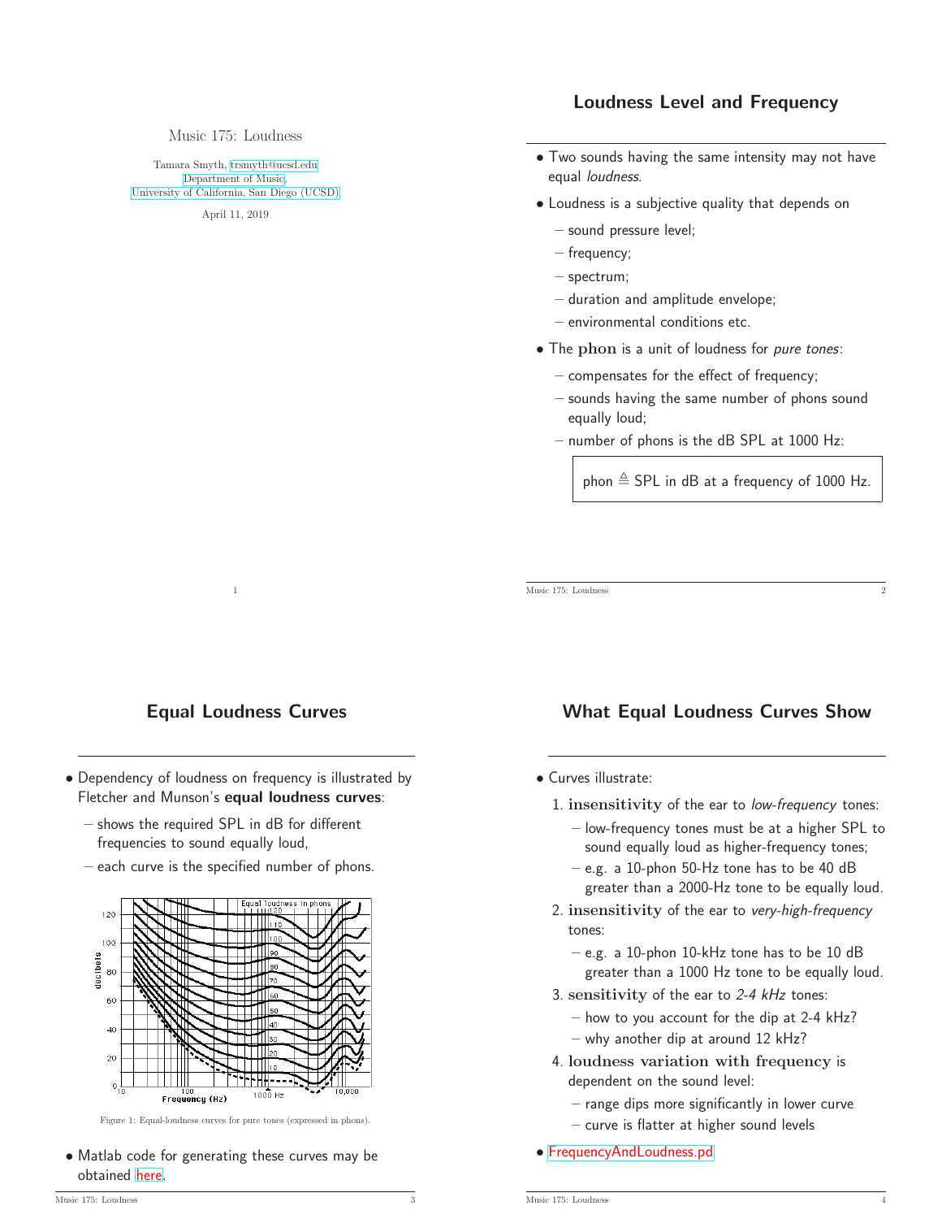Music 175: Loudness

Tamara Smyth, trsmyth@ucsd.edu
Department of Music,
University of California, San Diego (UCSD)

April 11, 2019

## Loudness Level and Frequency

- Two sounds having the same intensity may not have equal *loudness*.
- Loudness is a subjective quality that depends on
  - sound pressure level;
  - frequency;
  - spectrum;
  - duration and amplitude envelope;
  - environmental conditions etc.
- The **phon** is a unit of loudness for *pure tones*:
  - compensates for the effect of frequency;
  - sounds having the same number of phons sound equally loud;
  - number of phons is the dB SPL at 1000 Hz:

$$\text{phon} \triangleq \text{SPL in dB at a frequency of 1000 Hz.}$$

## Equal Loudness Curves

- Dependency of loudness on frequency is illustrated by Fletcher and Munson's **equal loudness curves**:
  - shows the required SPL in dB for different frequencies to sound equally loud,
  - each curve is the specified number of phons.

Figure 1: Equal-loudness curves for pure tones (expressed in phons).

- Matlab code for generating these curves may be obtained here.

## What Equal Loudness Curves Show

- Curves illustrate:
  1. **insensitivity** of the ear to *low-frequency* tones:
     - low-frequency tones must be at a higher SPL to sound equally loud as higher-frequency tones;
     - e.g. a 10-phon 50-Hz tone has to be 40 dB greater than a 2000-Hz tone to be equally loud.
  2. **insensitivity** of the ear to *very-high-frequency* tones:
     - e.g. a 10-phon 10-kHz tone has to be 10 dB greater than a 1000 Hz tone to be equally loud.
  3. **sensitivity** of the ear to *2-4 kHz* tones:
     - how to you account for the dip at 2-4 kHz?
     - why another dip at around 12 kHz?
  4. **loudness variation with frequency** is dependent on the sound level:
     - range dips more significantly in lower curve
     - curve is flatter at higher sound levels
- FrequencyAndLoudness.pd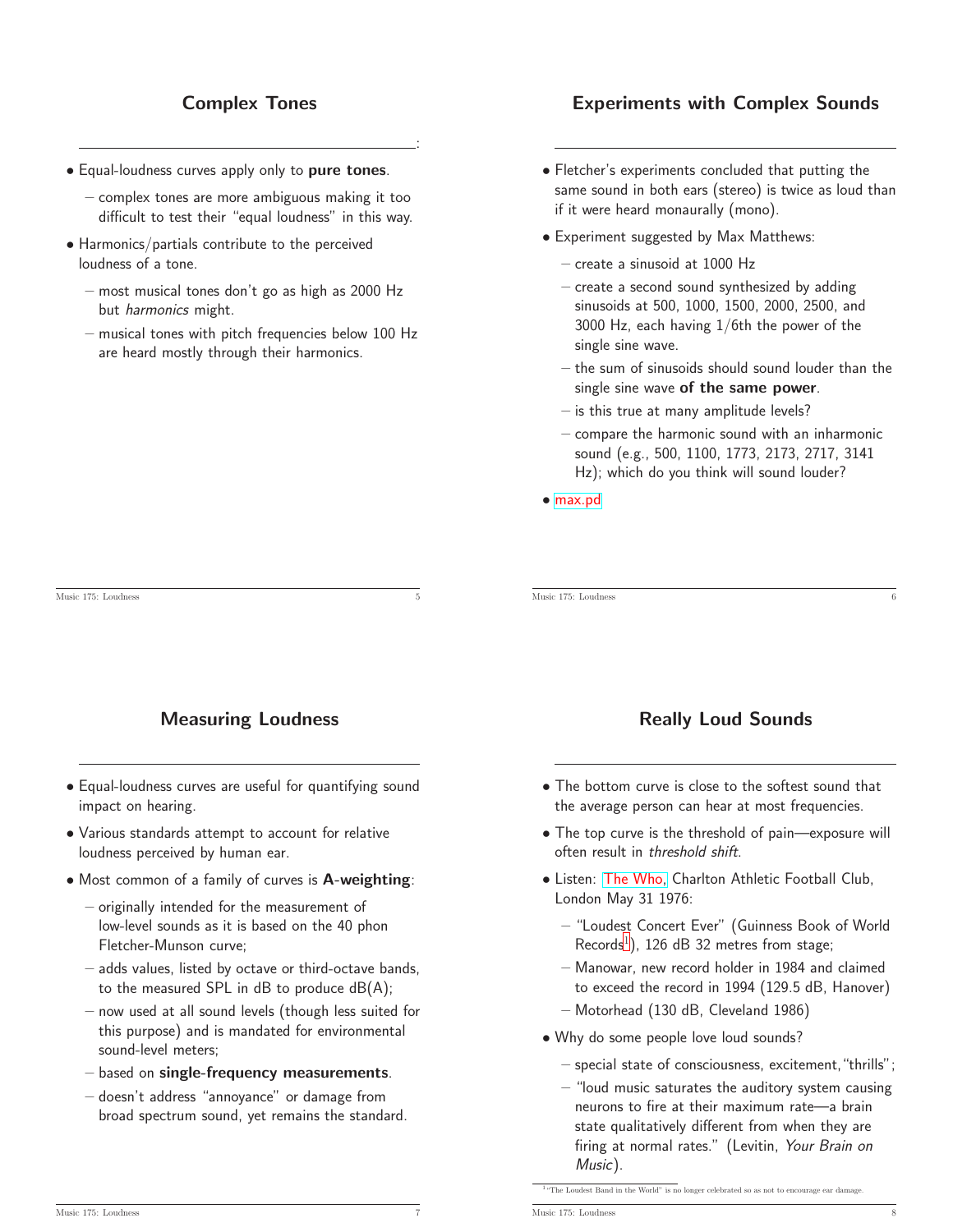## Complex Tones

- Equal-loudness curves apply only to **pure tones**.
  - complex tones are more ambiguous making it too difficult to test their "equal loudness" in this way.
- Harmonics/partials contribute to the perceived loudness of a tone.
  - most musical tones don't go as high as 2000 Hz but *harmonics* might.
  - musical tones with pitch frequencies below 100 Hz are heard mostly through their harmonics.

## Experiments with Complex Sounds

- Fletcher's experiments concluded that putting the same sound in both ears (stereo) is twice as loud than if it were heard monaurally (mono).
- Experiment suggested by Max Matthews:
  - create a sinusoid at 1000 Hz
  - create a second sound synthesized by adding sinusoids at 500, 1000, 1500, 2000, 2500, and 3000 Hz, each having 1/6th the power of the single sine wave.
  - the sum of sinusoids should sound louder than the single sine wave **of the same power**.
  - is this true at many amplitude levels?
  - compare the harmonic sound with an inharmonic sound (e.g., 500, 1100, 1773, 2173, 2717, 3141 Hz); which do you think will sound louder?
- max.pd

## Measuring Loudness

- Equal-loudness curves are useful for quantifying sound impact on hearing.
- Various standards attempt to account for relative loudness perceived by human ear.
- Most common of a family of curves is **A-weighting**:
  - originally intended for the measurement of low-level sounds as it is based on the 40 phon Fletcher-Munson curve;
  - adds values, listed by octave or third-octave bands, to the measured SPL in dB to produce dB(A);
  - now used at all sound levels (though less suited for this purpose) and is mandated for environmental sound-level meters;
  - based on **single-frequency measurements**.
  - doesn't address "annoyance" or damage from broad spectrum sound, yet remains the standard.

## Really Loud Sounds

- The bottom curve is close to the softest sound that the average person can hear at most frequencies.
- The top curve is the threshold of pain—exposure will often result in *threshold shift*.
- Listen: The Who, Charlton Athletic Football Club, London May 31 1976:
  - "Loudest Concert Ever" (Guinness Book of World Records[1]), 126 dB 32 metres from stage;
  - Manowar, new record holder in 1984 and claimed to exceed the record in 1994 (129.5 dB, Hanover)
  - Motorhead (130 dB, Cleveland 1986)
- Why do some people love loud sounds?
  - special state of consciousness, excitement, "thrills";
  - "loud music saturates the auditory system causing neurons to fire at their maximum rate—a brain state qualitatively different from when they are firing at normal rates." (Levitin, *Your Brain on Music*).

[1] "The Loudest Band in the World" is no longer celebrated so as not to encourage ear damage.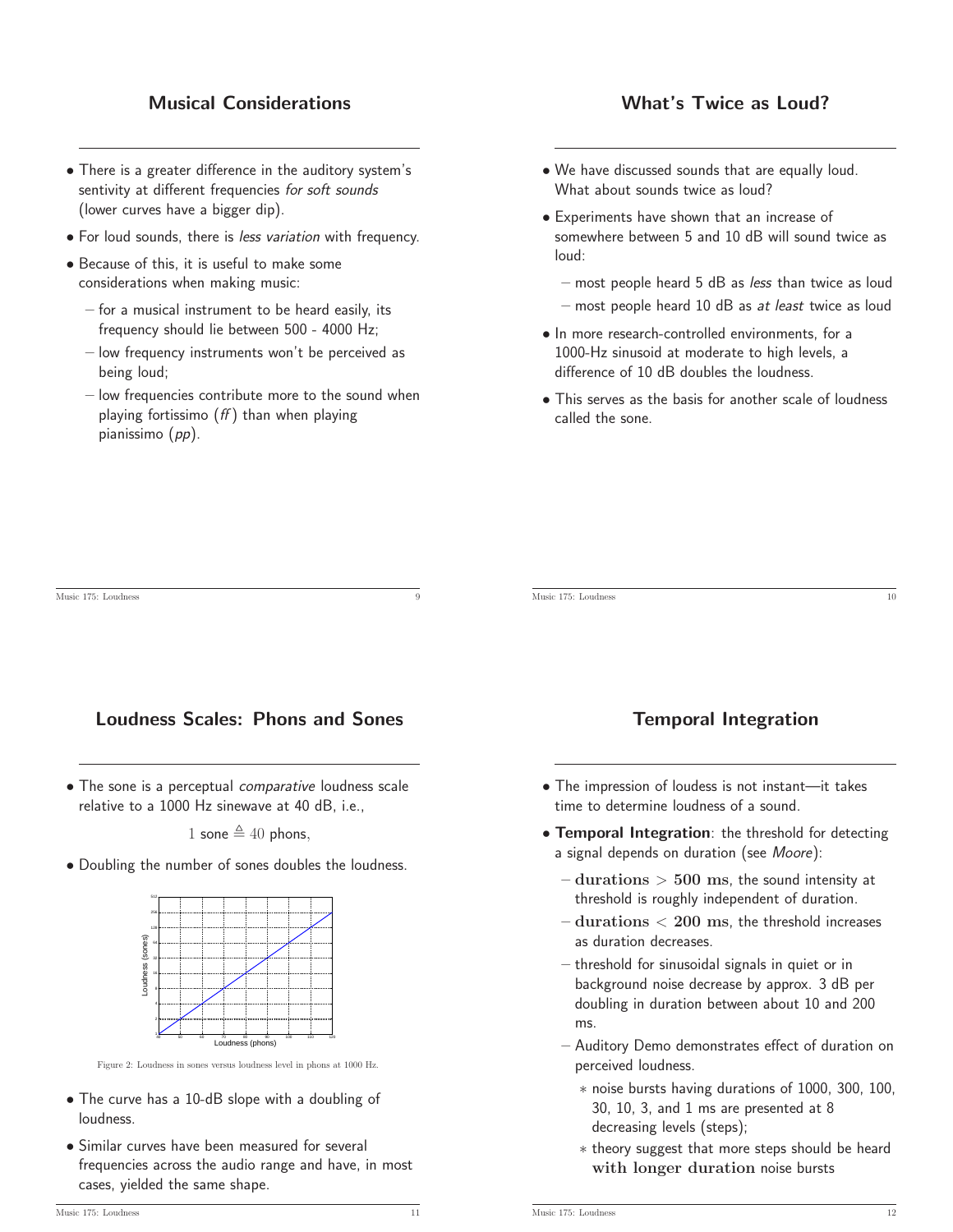## Musical Considerations

- There is a greater difference in the auditory system's sentivity at different frequencies *for soft sounds* (lower curves have a bigger dip).
- For loud sounds, there is *less variation* with frequency.
- Because of this, it is useful to make some considerations when making music:
  - for a musical instrument to be heard easily, its frequency should lie between 500 - 4000 Hz;
  - low frequency instruments won't be perceived as being loud;
  - low frequencies contribute more to the sound when playing fortissimo (*ff*) than when playing pianissimo (*pp*).

## What's Twice as Loud?

- We have discussed sounds that are equally loud. What about sounds twice as loud?
- Experiments have shown that an increase of somewhere between 5 and 10 dB will sound twice as loud:
  - most people heard 5 dB as *less* than twice as loud
  - most people heard 10 dB as *at least* twice as loud
- In more research-controlled environments, for a 1000-Hz sinusoid at moderate to high levels, a difference of 10 dB doubles the loudness.
- This serves as the basis for another scale of loudness called the sone.

## Loudness Scales: Phons and Sones

- The sone is a perceptual *comparative* loudness scale relative to a 1000 Hz sinewave at 40 dB, i.e.,

$$1 \text{ sone} \triangleq 40 \text{ phons},$$

- Doubling the number of sones doubles the loudness.

Figure 2: Loudness in sones versus loudness level in phons at 1000 Hz.

- The curve has a 10-dB slope with a doubling of loudness.
- Similar curves have been measured for several frequencies across the audio range and have, in most cases, yielded the same shape.

## Temporal Integration

- The impression of loudess is not instant—it takes time to determine loudness of a sound.
- **Temporal Integration**: the threshold for detecting a signal depends on duration (see *Moore*):
  - **durations $> 500$ ms**, the sound intensity at threshold is roughly independent of duration.
  - **durations $< 200$ ms**, the threshold increases as duration decreases.
  - threshold for sinusoidal signals in quiet or in background noise decrease by approx. 3 dB per doubling in duration between about 10 and 200 ms.
  - Auditory Demo demonstrates effect of duration on perceived loudness.
    - noise bursts having durations of 1000, 300, 100, 30, 10, 3, and 1 ms are presented at 8 decreasing levels (steps);
    - theory suggest that more steps should be heard **with longer duration** noise bursts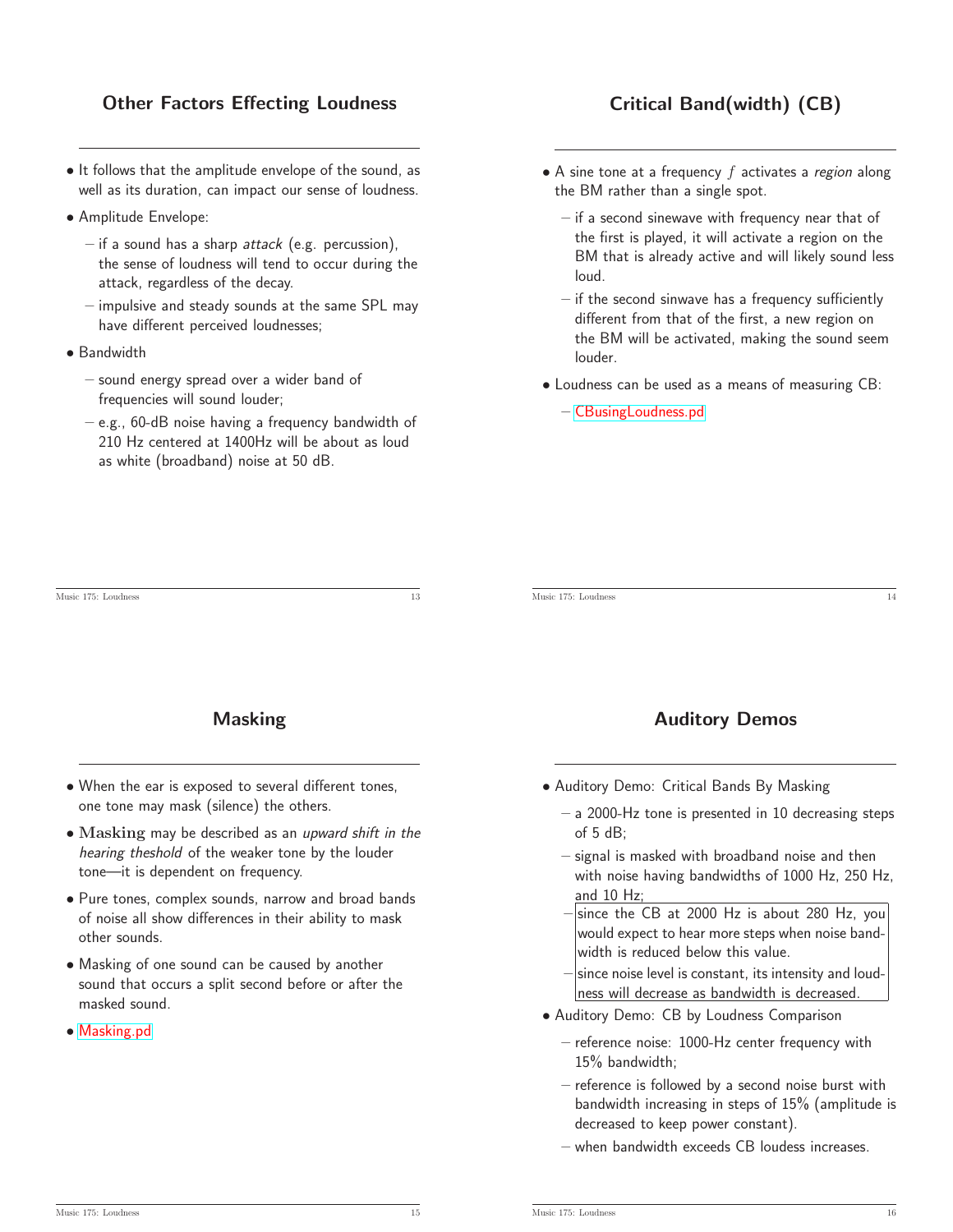## Other Factors Effecting Loudness

- It follows that the amplitude envelope of the sound, as well as its duration, can impact our sense of loudness.
- Amplitude Envelope:
  - if a sound has a sharp *attack* (e.g. percussion), the sense of loudness will tend to occur during the attack, regardless of the decay.
  - impulsive and steady sounds at the same SPL may have different perceived loudnesses;
- Bandwidth
  - sound energy spread over a wider band of frequencies will sound louder;
  - e.g., 60-dB noise having a frequency bandwidth of 210 Hz centered at 1400Hz will be about as loud as white (broadband) noise at 50 dB.

## Critical Band(width) (CB)

- A sine tone at a frequency $f$ activates a *region* along the BM rather than a single spot.
  - if a second sinewave with frequency near that of the first is played, it will activate a region on the BM that is already active and will likely sound less loud.
  - if the second sinwave has a frequency sufficiently different from that of the first, a new region on the BM will be activated, making the sound seem louder.
- Loudness can be used as a means of measuring CB:
  - CBusingLoudness.pd

## Masking

- When the ear is exposed to several different tones, one tone may mask (silence) the others.
- Masking may be described as an *upward shift in the hearing theshold* of the weaker tone by the louder tone—it is dependent on frequency.
- Pure tones, complex sounds, narrow and broad bands of noise all show differences in their ability to mask other sounds.
- Masking of one sound can be caused by another sound that occurs a split second before or after the masked sound.
- Masking.pd

## Auditory Demos

- Auditory Demo: Critical Bands By Masking
  - a 2000-Hz tone is presented in 10 decreasing steps of 5 dB;
  - signal is masked with broadband noise and then with noise having bandwidths of 1000 Hz, 250 Hz, and 10 Hz;
  - since the CB at 2000 Hz is about 280 Hz, you would expect to hear more steps when noise bandwidth is reduced below this value.
  - since noise level is constant, its intensity and loudness will decrease as bandwidth is decreased.
- Auditory Demo: CB by Loudness Comparison
  - reference noise: 1000-Hz center frequency with 15% bandwidth;
  - reference is followed by a second noise burst with bandwidth increasing in steps of 15% (amplitude is decreased to keep power constant).
  - when bandwidth exceeds CB loudess increases.